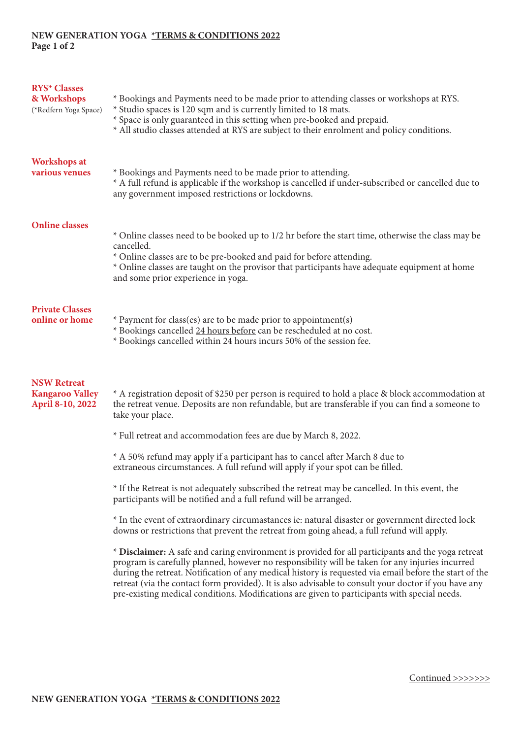# NEW GENERATION YOGA *TERMS & CONDITIONS 2022

## RYS* Classes & Workshops
(*Redfern Yoga Space)

* Bookings and Payments need to be made prior to attending classes or workshops at RYS.
* Studio spaces is 120 sqm and is currently limited to 18 mats.
* Space is only guaranteed in this setting when pre-booked and prepaid.
* All studio classes attended at RYS are subject to their enrolment and policy conditions.

## Workshops at various venues

* Bookings and Payments need to be made prior to attending.
* A full refund is applicable if the workshop is cancelled if under-subscribed or cancelled due to any government imposed restrictions or lockdowns.

## Online classes

* Online classes need to be booked up to 1/2 hr before the start time, otherwise the class may be cancelled.
* Online classes are to be pre-booked and paid for before attending.
* Online classes are taught on the provisor that participants have adequate equipment at home and some prior experience in yoga.

## Private Classes online or home

* Payment for class(es) are to be made prior to appointment(s)
* Bookings cancelled 24 hours before can be rescheduled at no cost.
* Bookings cancelled within 24 hours incurs 50% of the session fee.

## NSW Retreat Kangaroo Valley April 8-10, 2022

* A registration deposit of $250 per person is required to hold a place & block accommodation at the retreat venue. Deposits are non refundable, but are transferable if you can find a someone to take your place.

* Full retreat and accommodation fees are due by March 8, 2022.

* A 50% refund may apply if a participant has to cancel after March 8 due to extraneous circumstances. A full refund will apply if your spot can be filled.

* If the Retreat is not adequately subscribed the retreat may be cancelled. In this event, the participants will be notified and a full refund will be arranged.

* In the event of extraordinary circumastances ie: natural disaster or government directed lock downs or restrictions that prevent the retreat from going ahead, a full refund will apply.

* **Disclaimer:** A safe and caring environment is provided for all participants and the yoga retreat program is carefully planned, however no responsibility will be taken for any injuries incurred during the retreat. Notification of any medical history is requested via email before the start of the retreat (via the contact form provided). It is also advisable to consult your doctor if you have any pre-existing medical conditions. Modifications are given to participants with special needs.

Continued >>>>>>>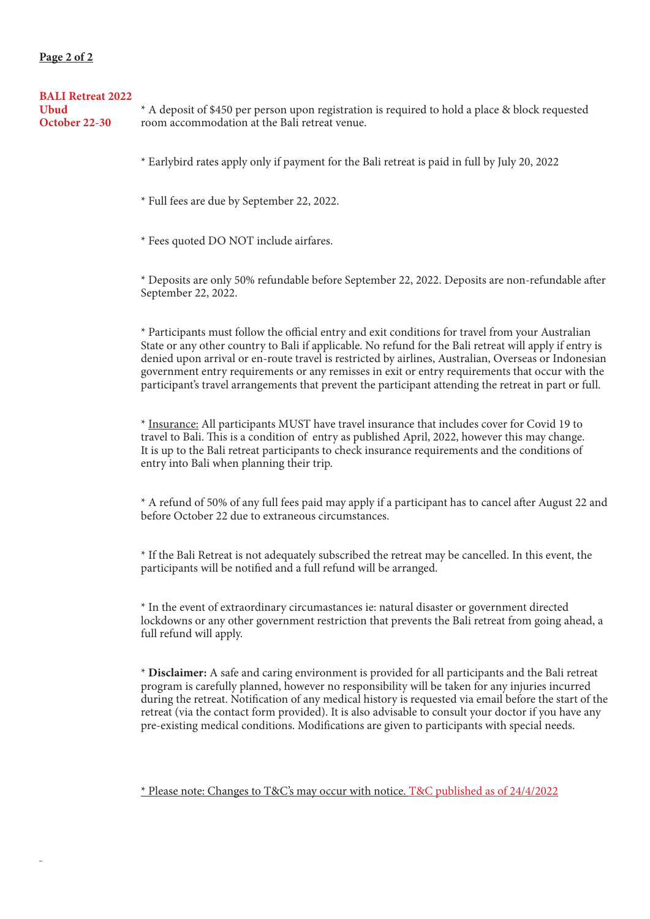**BALI Retreat 2022**
**Ubud**
**October 22-30**

* A deposit of $450 per person upon registration is required to hold a place & block requested room accommodation at the Bali retreat venue.

* Earlybird rates apply only if payment for the Bali retreat is paid in full by July 20, 2022

* Full fees are due by September 22, 2022.

* Fees quoted DO NOT include airfares.

* Deposits are only 50% refundable before September 22, 2022. Deposits are non-refundable after September 22, 2022.

* Participants must follow the official entry and exit conditions for travel from your Australian State or any other country to Bali if applicable. No refund for the Bali retreat will apply if entry is denied upon arrival or en-route travel is restricted by airlines, Australian, Overseas or Indonesian government entry requirements or any remisses in exit or entry requirements that occur with the participant's travel arrangements that prevent the participant attending the retreat in part or full.

* Insurance: All participants MUST have travel insurance that includes cover for Covid 19 to travel to Bali. This is a condition of entry as published April, 2022, however this may change. It is up to the Bali retreat participants to check insurance requirements and the conditions of entry into Bali when planning their trip.

* A refund of 50% of any full fees paid may apply if a participant has to cancel after August 22 and before October 22 due to extraneous circumstances.

* If the Bali Retreat is not adequately subscribed the retreat may be cancelled. In this event, the participants will be notified and a full refund will be arranged.

* In the event of extraordinary circumastances ie: natural disaster or government directed lockdowns or any other government restriction that prevents the Bali retreat from going ahead, a full refund will apply.

* **Disclaimer:** A safe and caring environment is provided for all participants and the Bali retreat program is carefully planned, however no responsibility will be taken for any injuries incurred during the retreat. Notification of any medical history is requested via email before the start of the retreat (via the contact form provided). It is also advisable to consult your doctor if you have any pre-existing medical conditions. Modifications are given to participants with special needs.

* Please note: Changes to T&C's may occur with notice. T&C published as of 24/4/2022